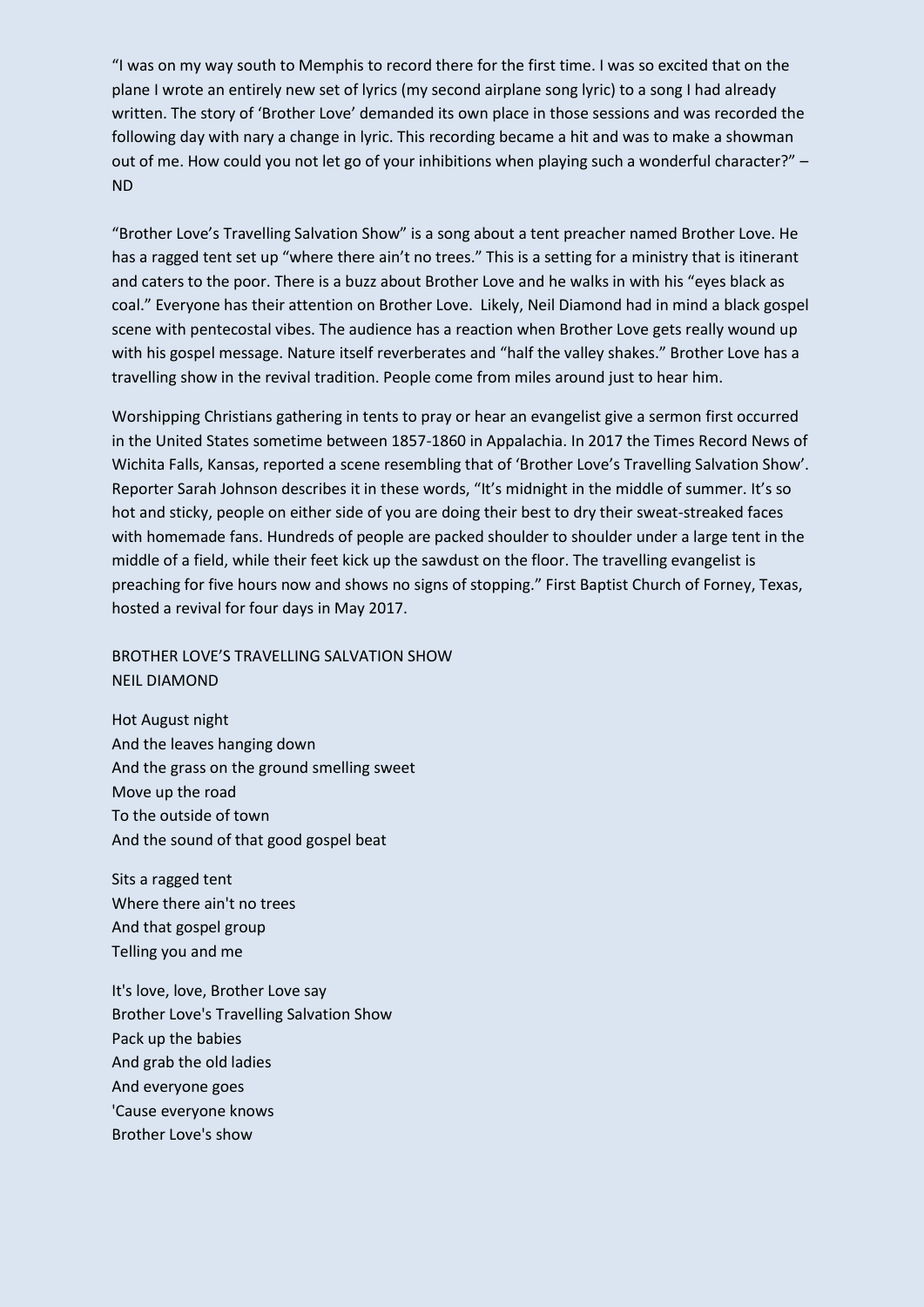"I was on my way south to Memphis to record there for the first time. I was so excited that on the plane I wrote an entirely new set of lyrics (my second airplane song lyric) to a song I had already written. The story of 'Brother Love' demanded its own place in those sessions and was recorded the following day with nary a change in lyric. This recording became a hit and was to make a showman out of me. How could you not let go of your inhibitions when playing such a wonderful character?" – ND

"Brother Love's Travelling Salvation Show" is a song about a tent preacher named Brother Love. He has a ragged tent set up "where there ain't no trees." This is a setting for a ministry that is itinerant and caters to the poor. There is a buzz about Brother Love and he walks in with his "eyes black as coal." Everyone has their attention on Brother Love. Likely, Neil Diamond had in mind a black gospel scene with pentecostal vibes. The audience has a reaction when Brother Love gets really wound up with his gospel message. Nature itself reverberates and "half the valley shakes." Brother Love has a travelling show in the revival tradition. People come from miles around just to hear him.

Worshipping Christians gathering in tents to pray or hear an evangelist give a sermon first occurred in the United States sometime between 1857-1860 in Appalachia. In 2017 the Times Record News of Wichita Falls, Kansas, reported a scene resembling that of 'Brother Love's Travelling Salvation Show'. Reporter Sarah Johnson describes it in these words, "It's midnight in the middle of summer. It's so hot and sticky, people on either side of you are doing their best to dry their sweat-streaked faces with homemade fans. Hundreds of people are packed shoulder to shoulder under a large tent in the middle of a field, while their feet kick up the sawdust on the floor. The travelling evangelist is preaching for five hours now and shows no signs of stopping." First Baptist Church of Forney, Texas, hosted a revival for four days in May 2017.

BROTHER LOVE'S TRAVELLING SALVATION SHOW
NEIL DIAMOND

Hot August night
And the leaves hanging down
And the grass on the ground smelling sweet
Move up the road
To the outside of town
And the sound of that good gospel beat

Sits a ragged tent
Where there ain't no trees
And that gospel group
Telling you and me

It's love, love, Brother Love say
Brother Love's Travelling Salvation Show
Pack up the babies
And grab the old ladies
And everyone goes
'Cause everyone knows
Brother Love's show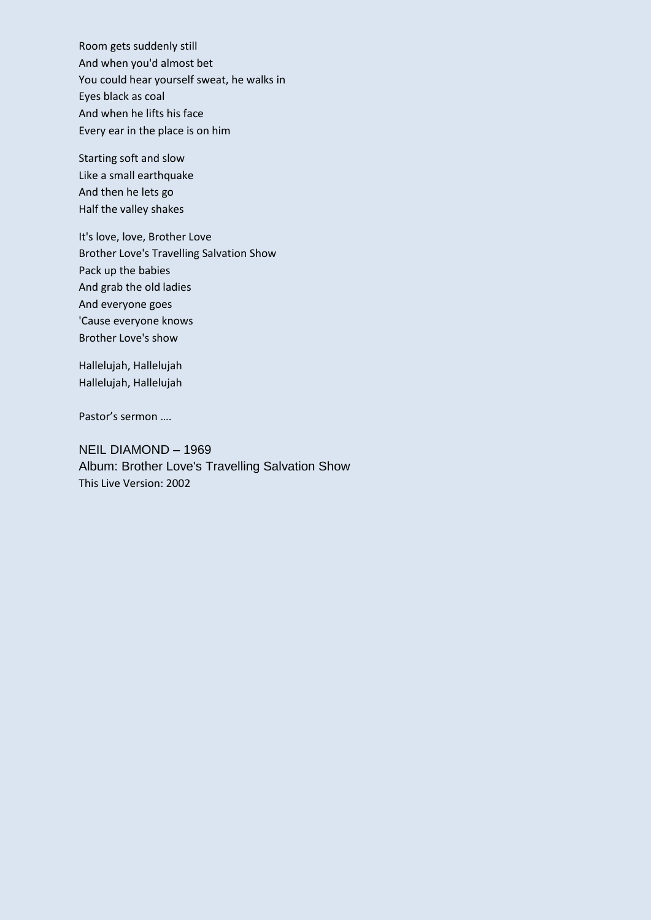Room gets suddenly still  
And when you'd almost bet  
You could hear yourself sweat, he walks in  
Eyes black as coal  
And when he lifts his face  
Every ear in the place is on him

Starting soft and slow  
Like a small earthquake  
And then he lets go  
Half the valley shakes

It's love, love, Brother Love  
Brother Love's Travelling Salvation Show  
Pack up the babies  
And grab the old ladies  
And everyone goes  
'Cause everyone knows  
Brother Love's show

Hallelujah, Hallelujah  
Hallelujah, Hallelujah

Pastor's sermon ….

NEIL DIAMOND – 1969  
Album: Brother Love's Travelling Salvation Show  
This Live Version: 2002